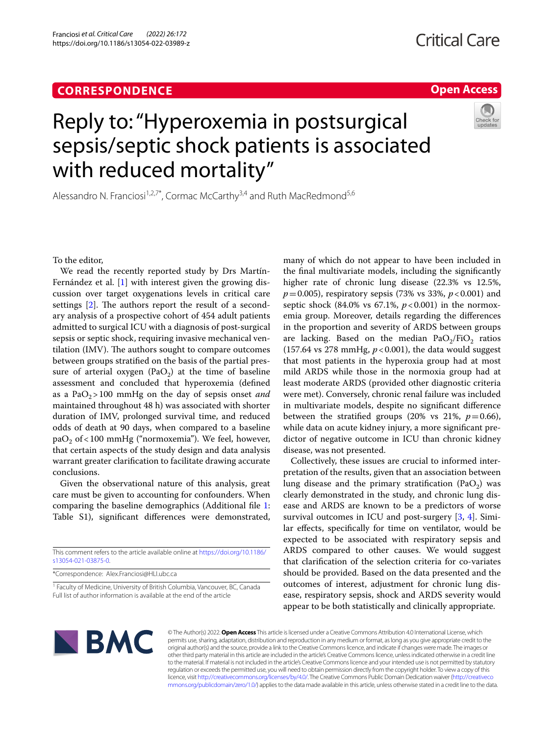CORRESPONDENCE

Open Access

# Reply to: "Hyperoxemia in postsurgical sepsis/septic shock patients is associated with reduced mortality"

Alessandro N. Franciosi[1,2,7*], Cormac McCarthy[3,4] and Ruth MacRedmond[5,6]

To the editor,

We read the recently reported study by Drs Martín-Fernández et al. [1] with interest given the growing discussion over target oxygenations levels in critical care settings [2]. The authors report the result of a secondary analysis of a prospective cohort of 454 adult patients admitted to surgical ICU with a diagnosis of post-surgical sepsis or septic shock, requiring invasive mechanical ventilation (IMV). The authors sought to compare outcomes between groups stratified on the basis of the partial pressure of arterial oxygen ($PaO_2$) at the time of baseline assessment and concluded that hyperoxemia (defined as a $PaO_2 > 100$ mmHg on the day of sepsis onset *and* maintained throughout 48 h) was associated with shorter duration of IMV, prolonged survival time, and reduced odds of death at 90 days, when compared to a baseline $paO_2$ of < 100 mmHg ("normoxemia"). We feel, however, that certain aspects of the study design and data analysis warrant greater clarification to facilitate drawing accurate conclusions.

Given the observational nature of this analysis, great care must be given to accounting for confounders. When comparing the baseline demographics (Additional file 1: Table S1), significant differences were demonstrated, many of which do not appear to have been included in the final multivariate models, including the significantly higher rate of chronic lung disease (22.3% vs 12.5%, $p = 0.005$), respiratory sepsis (73% vs 33%, $p < 0.001$) and septic shock (84.0% vs 67.1%, $p < 0.001$) in the normoxemia group. Moreover, details regarding the differences in the proportion and severity of ARDS between groups are lacking. Based on the median $PaO_2/FiO_2$ ratios (157.64 vs 278 mmHg, $p < 0.001$), the data would suggest that most patients in the hyperoxia group had at most mild ARDS while those in the normoxia group had at least moderate ARDS (provided other diagnostic criteria were met). Conversely, chronic renal failure was included in multivariate models, despite no significant difference between the stratified groups (20% vs 21%, $p = 0.66$), while data on acute kidney injury, a more significant predictor of negative outcome in ICU than chronic kidney disease, was not presented.

Collectively, these issues are crucial to informed interpretation of the results, given that an association between lung disease and the primary stratification ($PaO_2$) was clearly demonstrated in the study, and chronic lung disease and ARDS are known to be a predictors of worse survival outcomes in ICU and post-surgery [3, 4]. Similar effects, specifically for time on ventilator, would be expected to be associated with respiratory sepsis and ARDS compared to other causes. We would suggest that clarification of the selection criteria for co-variates should be provided. Based on the data presented and the outcomes of interest, adjustment for chronic lung disease, respiratory sepsis, shock and ARDS severity would appear to be both statistically and clinically appropriate.

This comment refers to the article available online at https://doi.org/10.1186/s13054-021-03875-0.

*Correspondence: Alex.Franciosi@HLI.ubc.ca

[1] Faculty of Medicine, University of British Columbia, Vancouver, BC, Canada
Full list of author information is available at the end of the article

© The Author(s) 2022. **Open Access** This article is licensed under a Creative Commons Attribution 4.0 International License, which permits use, sharing, adaptation, distribution and reproduction in any medium or format, as long as you give appropriate credit to the original author(s) and the source, provide a link to the Creative Commons licence, and indicate if changes were made. The images or other third party material in this article are included in the article's Creative Commons licence, unless indicated otherwise in a credit line to the material. If material is not included in the article's Creative Commons licence and your intended use is not permitted by statutory regulation or exceeds the permitted use, you will need to obtain permission directly from the copyright holder. To view a copy of this licence, visit http://creativecommons.org/licenses/by/4.0/. The Creative Commons Public Domain Dedication waiver (http://creativecommons.org/publicdomain/zero/1.0/) applies to the data made available in this article, unless otherwise stated in a credit line to the data.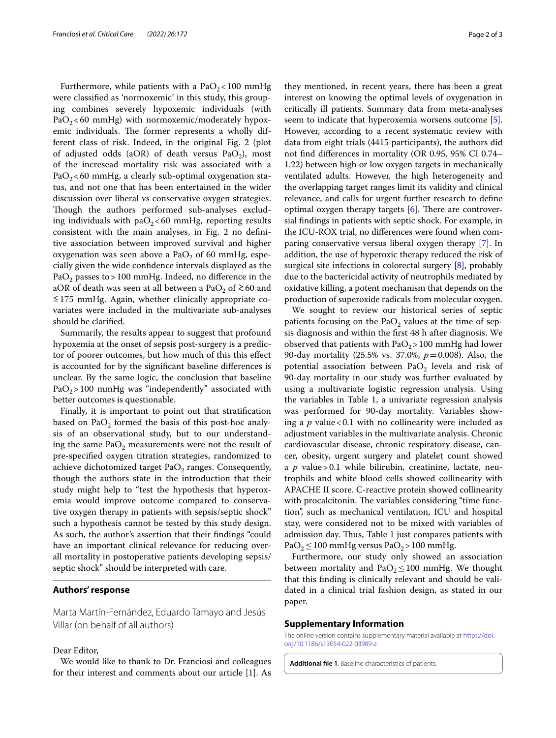Furthermore, while patients with a $PaO_2 < 100$ mmHg were classified as 'normoxemic' in this study, this grouping combines severely hypoxemic individuals (with $PaO_2 < 60$ mmHg) with normoxemic/moderately hypoxemic individuals. The former represents a wholly different class of risk. Indeed, in the original Fig. 2 (plot of adjusted odds (aOR) of death versus $PaO_2$), most of the incresead mortality risk was associated with a $PaO_2 < 60$ mmHg, a clearly sub-optimal oxygenation status, and not one that has been entertained in the wider discussion over liberal vs conservative oxygen strategies. Though the authors performed sub-analyses excluding individuals with $paO_2 < 60$ mmHg, reporting results consistent with the main analyses, in Fig. 2 no definitive association between improved survival and higher oxygenation was seen above a $PaO_2$ of 60 mmHg, especially given the wide confidence intervals displayed as the $PaO_2$ passes to $> 100$ mmHg. Indeed, no difference in the aOR of death was seen at all between a $PaO_2$ of $\gtrsim 60$ and $\lesssim 175$ mmHg. Again, whether clinically appropriate covariates were included in the multivariate sub-analyses should be clarified.

Summarily, the results appear to suggest that profound hypoxemia at the onset of sepsis post-surgery is a predictor of poorer outcomes, but how much of this this effect is accounted for by the significant baseline differences is unclear. By the same logic, the conclusion that baseline $PaO_2 > 100$ mmHg was "independently" associated with better outcomes is questionable.

Finally, it is important to point out that stratification based on $PaO_2$ formed the basis of this post-hoc analysis of an observational study, but to our understanding the same $PaO_2$ measurements were not the result of pre-specified oxygen titration strategies, randomized to achieve dichotomized target $PaO_2$ ranges. Consequently, though the authors state in the introduction that their study might help to "test the hypothesis that hyperoxemia would improve outcome compared to conservative oxygen therapy in patients with sepsis/septic shock" such a hypothesis cannot be tested by this study design. As such, the author's assertion that their findings "could have an important clinical relevance for reducing overall mortality in postoperative patients developing sepsis/septic shock" should be interpreted with care.

## Authors' response

Marta Martín-Fernández, Eduardo Tamayo and Jesús Villar (on behalf of all authors)

Dear Editor,

We would like to thank to Dr. Franciosi and colleagues for their interest and comments about our article [1]. As they mentioned, in recent years, there has been a great interest on knowing the optimal levels of oxygenation in critically ill patients. Summary data from meta-analyses seem to indicate that hyperoxemia worsens outcome [5]. However, according to a recent systematic review with data from eight trials (4415 participants), the authors did not find differences in mortality (OR 0.95, 95% CI 0.74–1.22) between high or low oxygen targets in mechanically ventilated adults. However, the high heterogeneity and the overlapping target ranges limit its validity and clinical relevance, and calls for urgent further research to define optimal oxygen therapy targets [6]. There are controversial findings in patients with septic shock. For example, in the ICU-ROX trial, no differences were found when comparing conservative versus liberal oxygen therapy [7]. In addition, the use of hyperoxic therapy reduced the risk of surgical site infections in colorectal surgery [8], probably due to the bactericidal activity of neutrophils mediated by oxidative killing, a potent mechanism that depends on the production of superoxide radicals from molecular oxygen.

We sought to review our historical series of septic patients focusing on the $PaO_2$ values at the time of sepsis diagnosis and within the first 48 h after diagnosis. We observed that patients with $PaO_2 > 100$ mmHg had lower 90-day mortality (25.5% vs. 37.0%, $p = 0.008$). Also, the potential association between $PaO_2$ levels and risk of 90-day mortality in our study was further evaluated by using a multivariate logistic regression analysis. Using the variables in Table 1, a univariate regression analysis was performed for 90-day mortality. Variables showing a $p$ value $< 0.1$ with no collinearity were included as adjustment variables in the multivariate analysis. Chronic cardiovascular disease, chronic respiratory disease, cancer, obesity, urgent surgery and platelet count showed a $p$ value $> 0.1$ while bilirubin, creatinine, lactate, neutrophils and white blood cells showed collinearity with APACHE II score. C-reactive protein showed collinearity with procalcitonin. The variables considering "time function", such as mechanical ventilation, ICU and hospital stay, were considered not to be mixed with variables of admission day. Thus, Table 1 just compares patients with $PaO_2 \leq 100$ mmHg versus $PaO_2 > 100$ mmHg.

Furthermore, our study only showed an association between mortality and $PaO_2 \leq 100$ mmHg. We thought that this finding is clinically relevant and should be validated in a clinical trial fashion design, as stated in our paper.

## Supplementary Information

The online version contains supplementary material available at https://doi.org/10.1186/s13054-022-03989-z.

**Additional file 1**. Baseline characteristics of patients.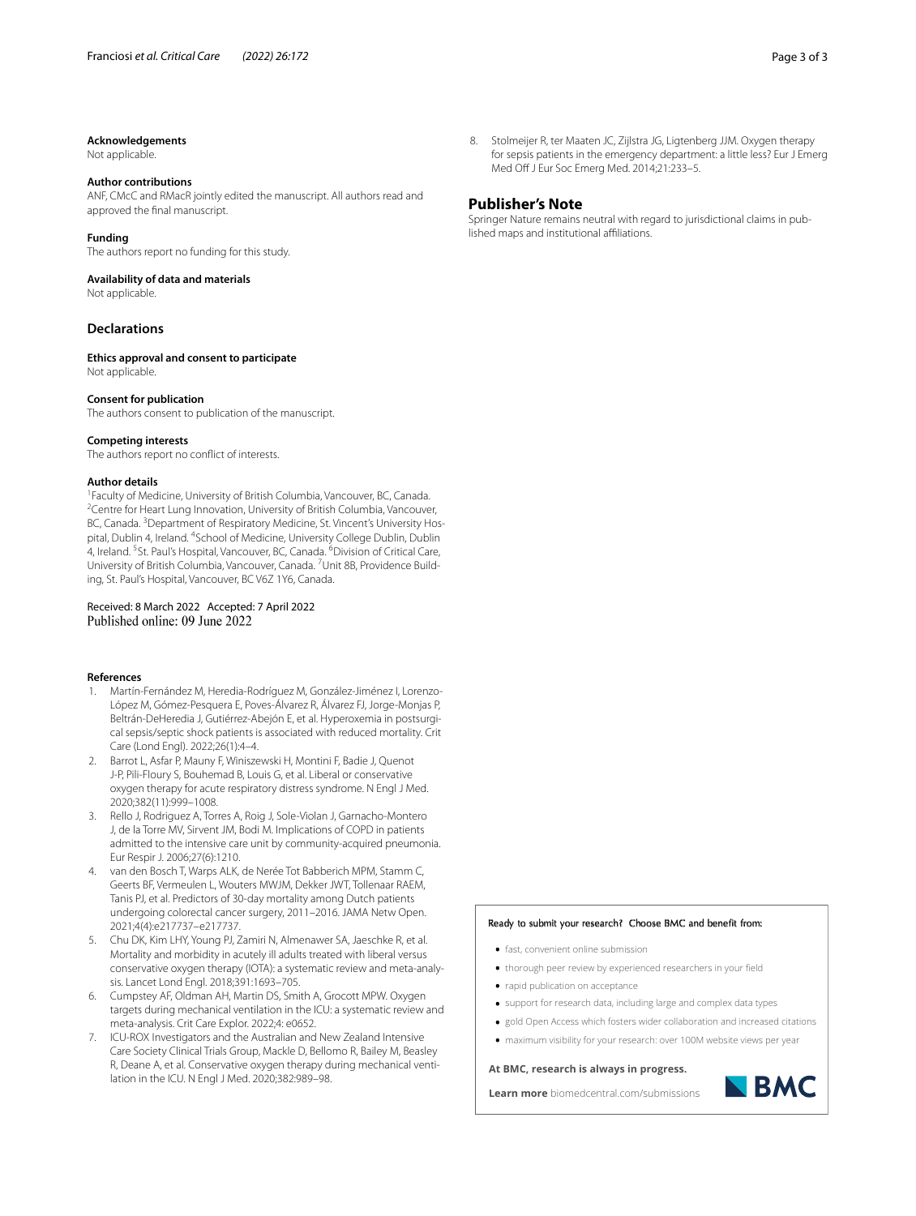### Acknowledgements

Not applicable.

### Author contributions

ANF, CMcC and RMacR jointly edited the manuscript. All authors read and approved the final manuscript.

### Funding

The authors report no funding for this study.

### Availability of data and materials

Not applicable.

## Declarations

### Ethics approval and consent to participate

Not applicable.

### Consent for publication

The authors consent to publication of the manuscript.

### Competing interests

The authors report no conflict of interests.

### Author details

[1]Faculty of Medicine, University of British Columbia, Vancouver, BC, Canada. [2]Centre for Heart Lung Innovation, University of British Columbia, Vancouver, BC, Canada. [3]Department of Respiratory Medicine, St. Vincent's University Hospital, Dublin 4, Ireland. [4]School of Medicine, University College Dublin, Dublin 4, Ireland. [5]St. Paul's Hospital, Vancouver, BC, Canada. [6]Division of Critical Care, University of British Columbia, Vancouver, Canada. [7]Unit 8B, Providence Building, St. Paul's Hospital, Vancouver, BC V6Z 1Y6, Canada.

Received: 8 March 2022 Accepted: 7 April 2022
Published online: 09 June 2022

### References

1. Martín-Fernández M, Heredia-Rodríguez M, González-Jiménez I, Lorenzo-López M, Gómez-Pesquera E, Poves-Álvarez R, Álvarez FJ, Jorge-Monjas P, Beltrán-DeHeredia J, Gutiérrez-Abejón E, et al. Hyperoxemia in postsurgical sepsis/septic shock patients is associated with reduced mortality. Crit Care (Lond Engl). 2022;26(1):4–4.
2. Barrot L, Asfar P, Mauny F, Winiszewski H, Montini F, Badie J, Quenot J-P, Pili-Floury S, Bouhemad B, Louis G, et al. Liberal or conservative oxygen therapy for acute respiratory distress syndrome. N Engl J Med. 2020;382(11):999–1008.
3. Rello J, Rodriguez A, Torres A, Roig J, Sole-Violan J, Garnacho-Montero J, de la Torre MV, Sirvent JM, Bodi M. Implications of COPD in patients admitted to the intensive care unit by community-acquired pneumonia. Eur Respir J. 2006;27(6):1210.
4. van den Bosch T, Warps ALK, de Nerée Tot Babberich MPM, Stamm C, Geerts BF, Vermeulen L, Wouters MWJM, Dekker JWT, Tollenaar RAEM, Tanis PJ, et al. Predictors of 30-day mortality among Dutch patients undergoing colorectal cancer surgery, 2011–2016. JAMA Netw Open. 2021;4(4):e217737–e217737.
5. Chu DK, Kim LHY, Young PJ, Zamiri N, Almenawer SA, Jaeschke R, et al. Mortality and morbidity in acutely ill adults treated with liberal versus conservative oxygen therapy (IOTA): a systematic review and meta-analysis. Lancet Lond Engl. 2018;391:1693–705.
6. Cumpstey AF, Oldman AH, Martin DS, Smith A, Grocott MPW. Oxygen targets during mechanical ventilation in the ICU: a systematic review and meta-analysis. Crit Care Explor. 2022;4: e0652.
7. ICU-ROX Investigators and the Australian and New Zealand Intensive Care Society Clinical Trials Group, Mackle D, Bellomo R, Bailey M, Beasley R, Deane A, et al. Conservative oxygen therapy during mechanical ventilation in the ICU. N Engl J Med. 2020;382:989–98.
8. Stolmeijer R, ter Maaten JC, Zijlstra JG, Ligtenberg JJM. Oxygen therapy for sepsis patients in the emergency department: a little less? Eur J Emerg Med Off J Eur Soc Emerg Med. 2014;21:233–5.

## Publisher's Note

Springer Nature remains neutral with regard to jurisdictional claims in published maps and institutional affiliations.

Ready to submit your research? Choose BMC and benefit from:

- fast, convenient online submission
- thorough peer review by experienced researchers in your field
- rapid publication on acceptance
- support for research data, including large and complex data types
- gold Open Access which fosters wider collaboration and increased citations
- maximum visibility for your research: over 100M website views per year

**At BMC, research is always in progress.**

**Learn more** biomedcentral.com/submissions

BMC